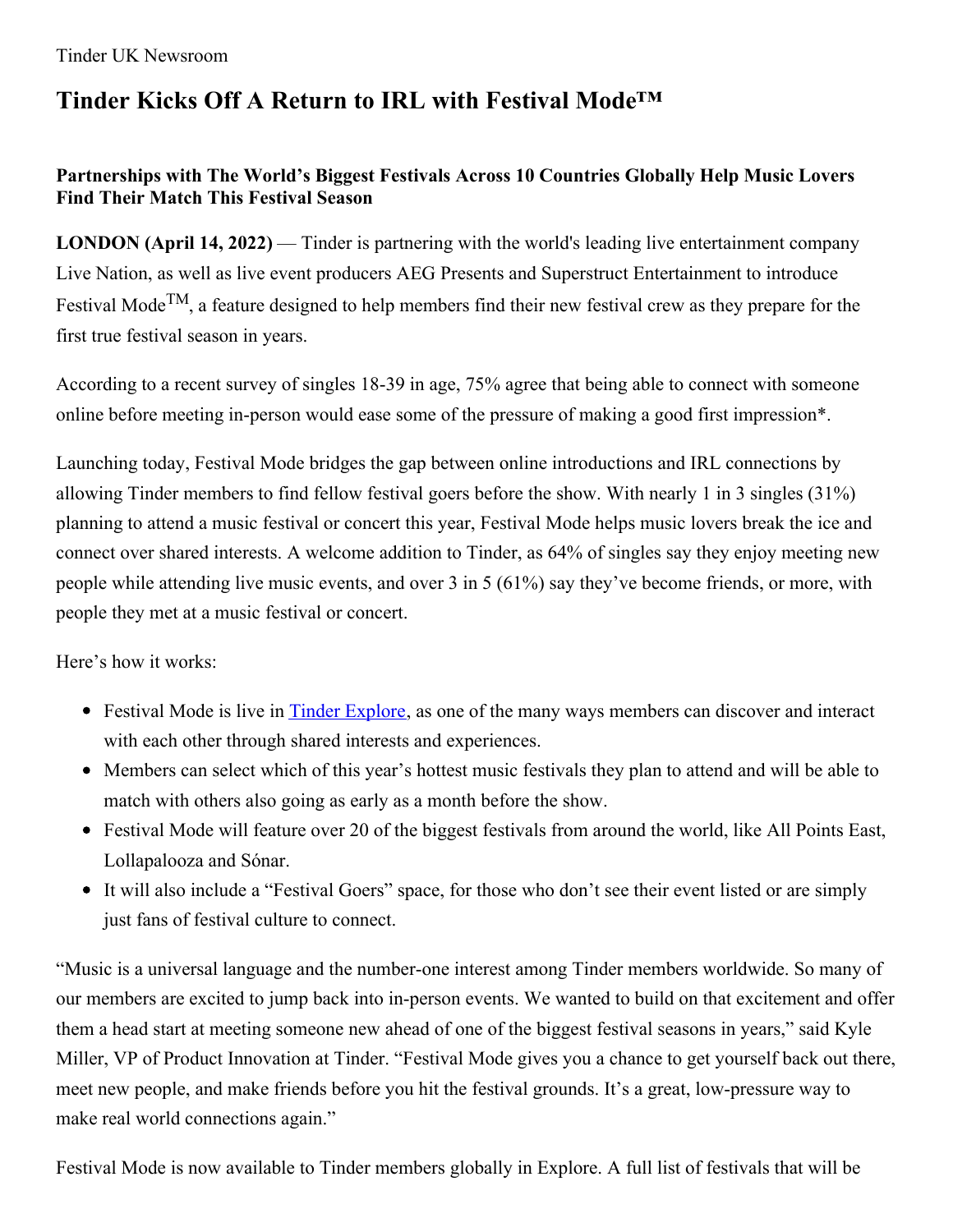Tinder UK Newsroom

# Tinder Kicks Off A Return to IRL with Festival Mode™

### Partnerships with The World's Biggest Festivals Across 10 Countries Globally Help Music Lovers Find Their Match This Festival Season

**LONDON (April 14, 2022)** — Tinder is partnering with the world's leading live entertainment company Live Nation, as well as live event producers AEG Presents and Superstruct Entertainment to introduce Festival Mode™, a feature designed to help members find their new festival crew as they prepare for the first true festival season in years.

According to a recent survey of singles 18-39 in age, 75% agree that being able to connect with someone online before meeting in-person would ease some of the pressure of making a good first impression*.

Launching today, Festival Mode bridges the gap between online introductions and IRL connections by allowing Tinder members to find fellow festival goers before the show. With nearly 1 in 3 singles (31%) planning to attend a music festival or concert this year, Festival Mode helps music lovers break the ice and connect over shared interests. A welcome addition to Tinder, as 64% of singles say they enjoy meeting new people while attending live music events, and over 3 in 5 (61%) say they've become friends, or more, with people they met at a music festival or concert.

Here's how it works:

- Festival Mode is live in [Tinder Explore](), as one of the many ways members can discover and interact with each other through shared interests and experiences.
- Members can select which of this year's hottest music festivals they plan to attend and will be able to match with others also going as early as a month before the show.
- Festival Mode will feature over 20 of the biggest festivals from around the world, like All Points East, Lollapalooza and Sónar.
- It will also include a "Festival Goers" space, for those who don't see their event listed or are simply just fans of festival culture to connect.

"Music is a universal language and the number-one interest among Tinder members worldwide. So many of our members are excited to jump back into in-person events. We wanted to build on that excitement and offer them a head start at meeting someone new ahead of one of the biggest festival seasons in years," said Kyle Miller, VP of Product Innovation at Tinder. "Festival Mode gives you a chance to get yourself back out there, meet new people, and make friends before you hit the festival grounds. It's a great, low-pressure way to make real world connections again."

Festival Mode is now available to Tinder members globally in Explore. A full list of festivals that will be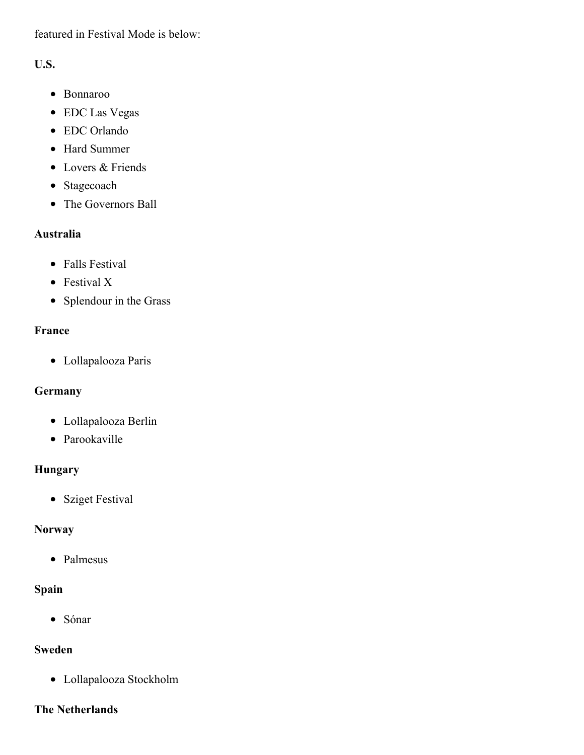featured in Festival Mode is below:

**U.S.**

- Bonnaroo
- EDC Las Vegas
- EDC Orlando
- Hard Summer
- Lovers & Friends
- Stagecoach
- The Governors Ball

**Australia**

- Falls Festival
- Festival X
- Splendour in the Grass

**France**

- Lollapalooza Paris

**Germany**

- Lollapalooza Berlin
- Parookaville

**Hungary**

- Sziget Festival

**Norway**

- Palmesus

**Spain**

- Sónar

**Sweden**

- Lollapalooza Stockholm

**The Netherlands**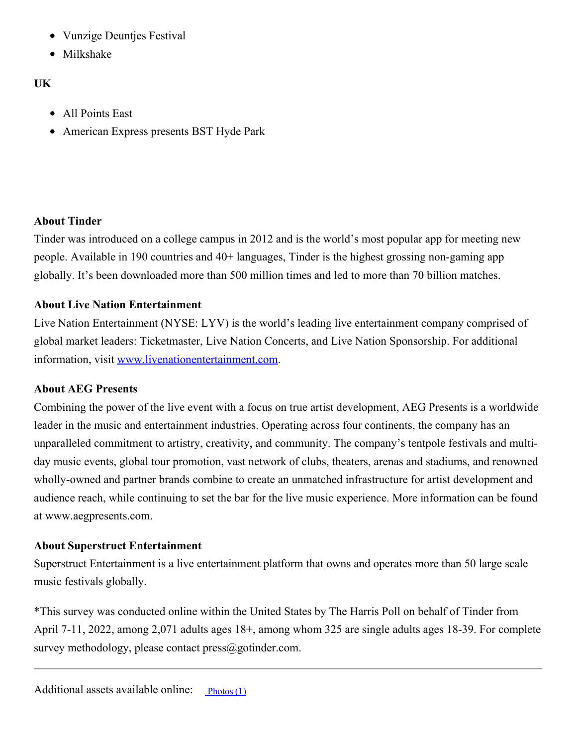- Vunzige Deuntjes Festival
- Milkshake

**UK**

- All Points East
- American Express presents BST Hyde Park

**About Tinder**
Tinder was introduced on a college campus in 2012 and is the world's most popular app for meeting new people. Available in 190 countries and 40+ languages, Tinder is the highest grossing non-gaming app globally. It's been downloaded more than 500 million times and led to more than 70 billion matches.

**About Live Nation Entertainment**
Live Nation Entertainment (NYSE: LYV) is the world's leading live entertainment company comprised of global market leaders: Ticketmaster, Live Nation Concerts, and Live Nation Sponsorship. For additional information, visit [www.livenationentertainment.com](http://www.livenationentertainment.com).

**About AEG Presents**
Combining the power of the live event with a focus on true artist development, AEG Presents is a worldwide leader in the music and entertainment industries. Operating across four continents, the company has an unparalleled commitment to artistry, creativity, and community. The company's tentpole festivals and multi-day music events, global tour promotion, vast network of clubs, theaters, arenas and stadiums, and renowned wholly-owned and partner brands combine to create an unmatched infrastructure for artist development and audience reach, while continuing to set the bar for the live music experience. More information can be found at www.aegpresents.com.

**About Superstruct Entertainment**
Superstruct Entertainment is a live entertainment platform that owns and operates more than 50 large scale music festivals globally.

*This survey was conducted online within the United States by The Harris Poll on behalf of Tinder from April 7-11, 2022, among 2,071 adults ages 18+, among whom 325 are single adults ages 18-39. For complete survey methodology, please contact press@gotinder.com.

---

Additional assets available online: Photos (1)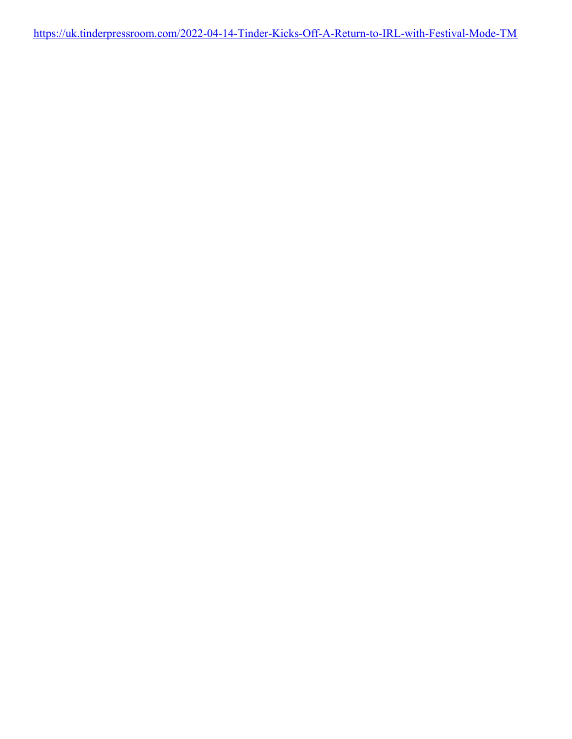https://uk.tinderpressroom.com/2022-04-14-Tinder-Kicks-Off-A-Return-to-IRL-with-Festival-Mode-TM